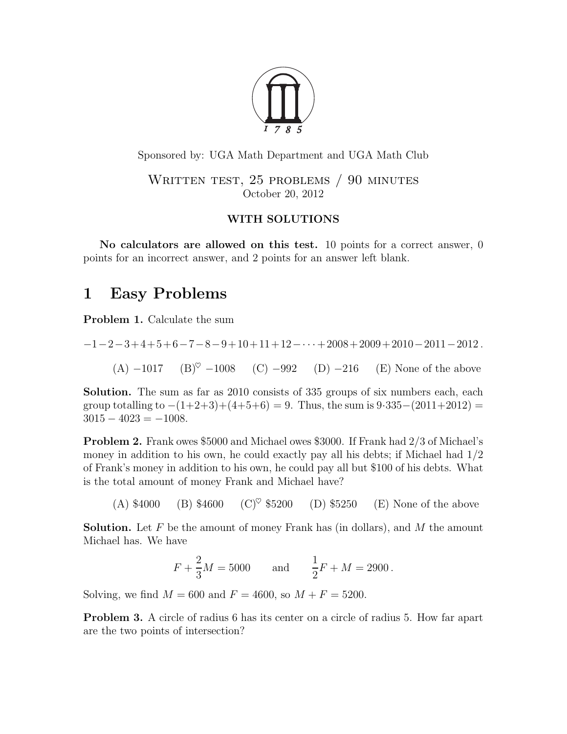Sponsored by: UGA Math Department and UGA Math Club

Written test, 25 problems / 90 minutes
October 20, 2012

**WITH SOLUTIONS**

**No calculators are allowed on this test.** 10 points for a correct answer, 0 points for an incorrect answer, and 2 points for an answer left blank.

# 1 Easy Problems

**Problem 1.** Calculate the sum

$$-1-2-3+4+5+6-7-8-9+10+11+12-\cdots+2008+2009+2010-2011-2012\,.$$

(A) $-1017$ (B)$^\heartsuit$ $-1008$ (C) $-992$ (D) $-216$ (E) None of the above

**Solution.** The sum as far as 2010 consists of 335 groups of six numbers each, each group totalling to $-(1+2+3)+(4+5+6)=9$. Thus, the sum is $9\cdot 335-(2011+2012)=3015-4023=-1008$.

**Problem 2.** Frank owes \$5000 and Michael owes \$3000. If Frank had 2/3 of Michael's money in addition to his own, he could exactly pay all his debts; if Michael had 1/2 of Frank's money in addition to his own, he could pay all but \$100 of his debts. What is the total amount of money Frank and Michael have?

(A) \$4000 (B) \$4600 (C)$^\heartsuit$ \$5200 (D) \$5250 (E) None of the above

**Solution.** Let $F$ be the amount of money Frank has (in dollars), and $M$ the amount Michael has. We have

$$F+\frac{2}{3}M=5000 \qquad \text{and} \qquad \frac{1}{2}F+M=2900\,.$$

Solving, we find $M=600$ and $F=4600$, so $M+F=5200$.

**Problem 3.** A circle of radius 6 has its center on a circle of radius 5. How far apart are the two points of intersection?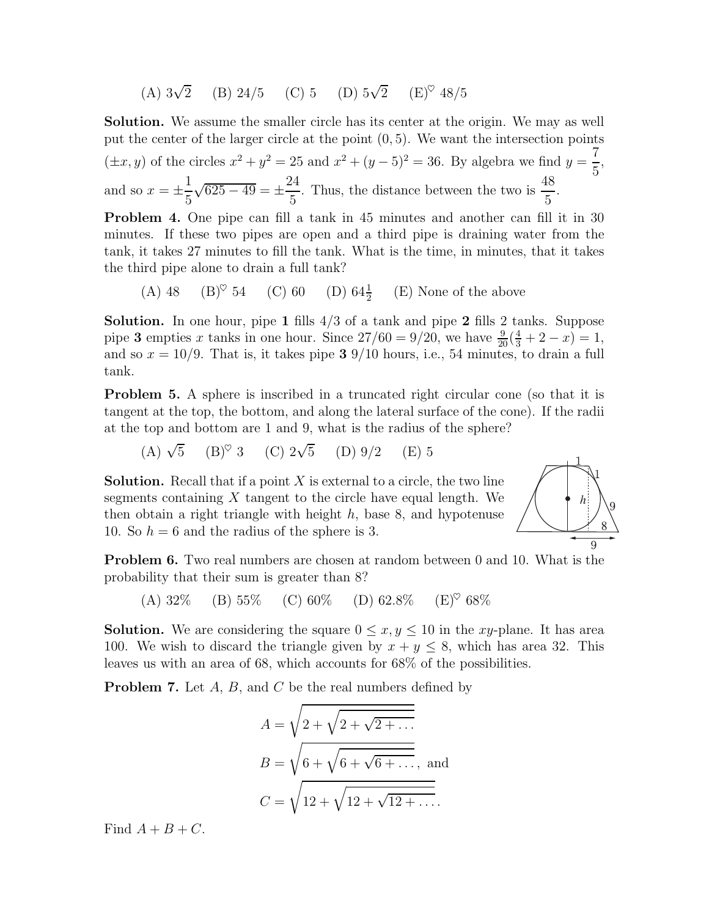(A) $3\sqrt{2}$ (B) $24/5$ (C) 5 (D) $5\sqrt{2}$ (E)$^{\heartsuit}$ $48/5$

**Solution.** We assume the smaller circle has its center at the origin. We may as well put the center of the larger circle at the point $(0, 5)$. We want the intersection points $(\pm x, y)$ of the circles $x^2 + y^2 = 25$ and $x^2 + (y - 5)^2 = 36$. By algebra we find $y = \dfrac{7}{5}$, and so $x = \pm\dfrac{1}{5}\sqrt{625 - 49} = \pm\dfrac{24}{5}$. Thus, the distance between the two is $\dfrac{48}{5}$.

**Problem 4.** One pipe can fill a tank in 45 minutes and another can fill it in 30 minutes. If these two pipes are open and a third pipe is draining water from the tank, it takes 27 minutes to fill the tank. What is the time, in minutes, that it takes the third pipe alone to drain a full tank?

(A) 48 (B)$^{\heartsuit}$ 54 (C) 60 (D) $64\frac{1}{2}$ (E) None of the above

**Solution.** In one hour, pipe **1** fills $4/3$ of a tank and pipe **2** fills 2 tanks. Suppose pipe **3** empties $x$ tanks in one hour. Since $27/60 = 9/20$, we have $\frac{9}{20}(\frac{4}{3} + 2 - x) = 1$, and so $x = 10/9$. That is, it takes pipe **3** $9/10$ hours, i.e., 54 minutes, to drain a full tank.

**Problem 5.** A sphere is inscribed in a truncated right circular cone (so that it is tangent at the top, the bottom, and along the lateral surface of the cone). If the radii at the top and bottom are 1 and 9, what is the radius of the sphere?

(A) $\sqrt{5}$ (B)$^{\heartsuit}$ 3 (C) $2\sqrt{5}$ (D) $9/2$ (E) 5

**Solution.** Recall that if a point $X$ is external to a circle, the two line segments containing $X$ tangent to the circle have equal length. We then obtain a right triangle with height $h$, base 8, and hypotenuse 10. So $h = 6$ and the radius of the sphere is 3.

**Problem 6.** Two real numbers are chosen at random between 0 and 10. What is the probability that their sum is greater than 8?

(A) 32% (B) 55% (C) 60% (D) 62.8% (E)$^{\heartsuit}$ 68%

**Solution.** We are considering the square $0 \le x, y \le 10$ in the $xy$-plane. It has area 100. We wish to discard the triangle given by $x + y \le 8$, which has area 32. This leaves us with an area of 68, which accounts for 68% of the possibilities.

**Problem 7.** Let $A$, $B$, and $C$ be the real numbers defined by

$$A = \sqrt{2 + \sqrt{2 + \sqrt{2 + \dots}}}$$

$$B = \sqrt{6 + \sqrt{6 + \sqrt{6 + \dots}}}, \text{ and}$$

$$C = \sqrt{12 + \sqrt{12 + \sqrt{12 + \dots}}}.$$

Find $A + B + C$.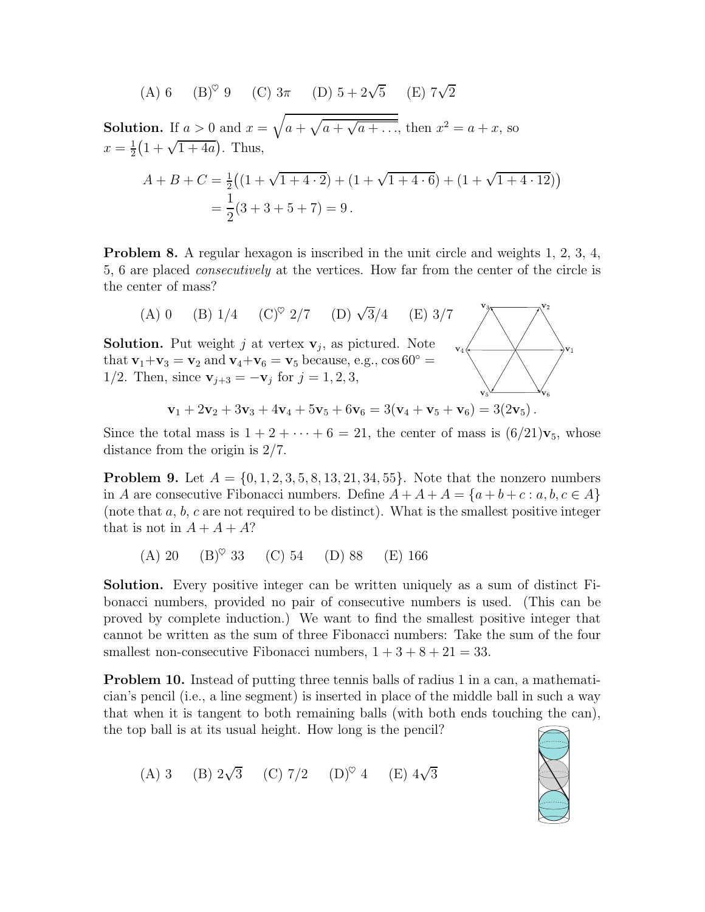(A) 6 (B)$^\heartsuit$ 9 (C) $3\pi$ (D) $5+2\sqrt{5}$ (E) $7\sqrt{2}$

**Solution.** If $a > 0$ and $x = \sqrt{a + \sqrt{a + \sqrt{a + \ldots}}}$, then $x^2 = a + x$, so $x = \frac{1}{2}\big(1 + \sqrt{1+4a}\big)$. Thus,

$$
\begin{aligned}
A + B + C &= \tfrac{1}{2}\big((1 + \sqrt{1+4\cdot 2}) + (1 + \sqrt{1 + 4\cdot 6}) + (1 + \sqrt{1 + 4 \cdot 12})\big) \\
&= \frac{1}{2}(3 + 3 + 5 + 7) = 9\,.
\end{aligned}
$$

**Problem 8.** A regular hexagon is inscribed in the unit circle and weights 1, 2, 3, 4, 5, 6 are placed *consecutively* at the vertices. How far from the center of the circle is the center of mass?

(A) 0 (B) 1/4 (C)$^\heartsuit$ 2/7 (D) $\sqrt{3}/4$ (E) 3/7

**Solution.** Put weight $j$ at vertex $\mathbf{v}_j$, as pictured. Note that $\mathbf{v}_1 + \mathbf{v}_3 = \mathbf{v}_2$ and $\mathbf{v}_4 + \mathbf{v}_6 = \mathbf{v}_5$ because, e.g., $\cos 60^\circ = 1/2$. Then, since $\mathbf{v}_{j+3} = -\mathbf{v}_j$ for $j = 1, 2, 3$,

$$
\mathbf{v}_1 + 2\mathbf{v}_2 + 3\mathbf{v}_3 + 4\mathbf{v}_4 + 5\mathbf{v}_5 + 6\mathbf{v}_6 = 3(\mathbf{v}_4 + \mathbf{v}_5 + \mathbf{v}_6) = 3(2\mathbf{v}_5)\,.
$$

Since the total mass is $1 + 2 + \cdots + 6 = 21$, the center of mass is $(6/21)\mathbf{v}_5$, whose distance from the origin is $2/7$.

**Problem 9.** Let $A = \{0, 1, 2, 3, 5, 8, 13, 21, 34, 55\}$. Note that the nonzero numbers in $A$ are consecutive Fibonacci numbers. Define $A + A + A = \{a + b + c : a, b, c \in A\}$ (note that $a$, $b$, $c$ are not required to be distinct). What is the smallest positive integer that is not in $A + A + A$?

(A) 20 (B)$^\heartsuit$ 33 (C) 54 (D) 88 (E) 166

**Solution.** Every positive integer can be written uniquely as a sum of distinct Fibonacci numbers, provided no pair of consecutive numbers is used. (This can be proved by complete induction.) We want to find the smallest positive integer that cannot be written as the sum of three Fibonacci numbers: Take the sum of the four smallest non-consecutive Fibonacci numbers, $1 + 3 + 8 + 21 = 33$.

**Problem 10.** Instead of putting three tennis balls of radius 1 in a can, a mathematician's pencil (i.e., a line segment) is inserted in place of the middle ball in such a way that when it is tangent to both remaining balls (with both ends touching the can), the top ball is at its usual height. How long is the pencil?

(A) 3 (B) $2\sqrt{3}$ (C) 7/2 (D)$^\heartsuit$ 4 (E) $4\sqrt{3}$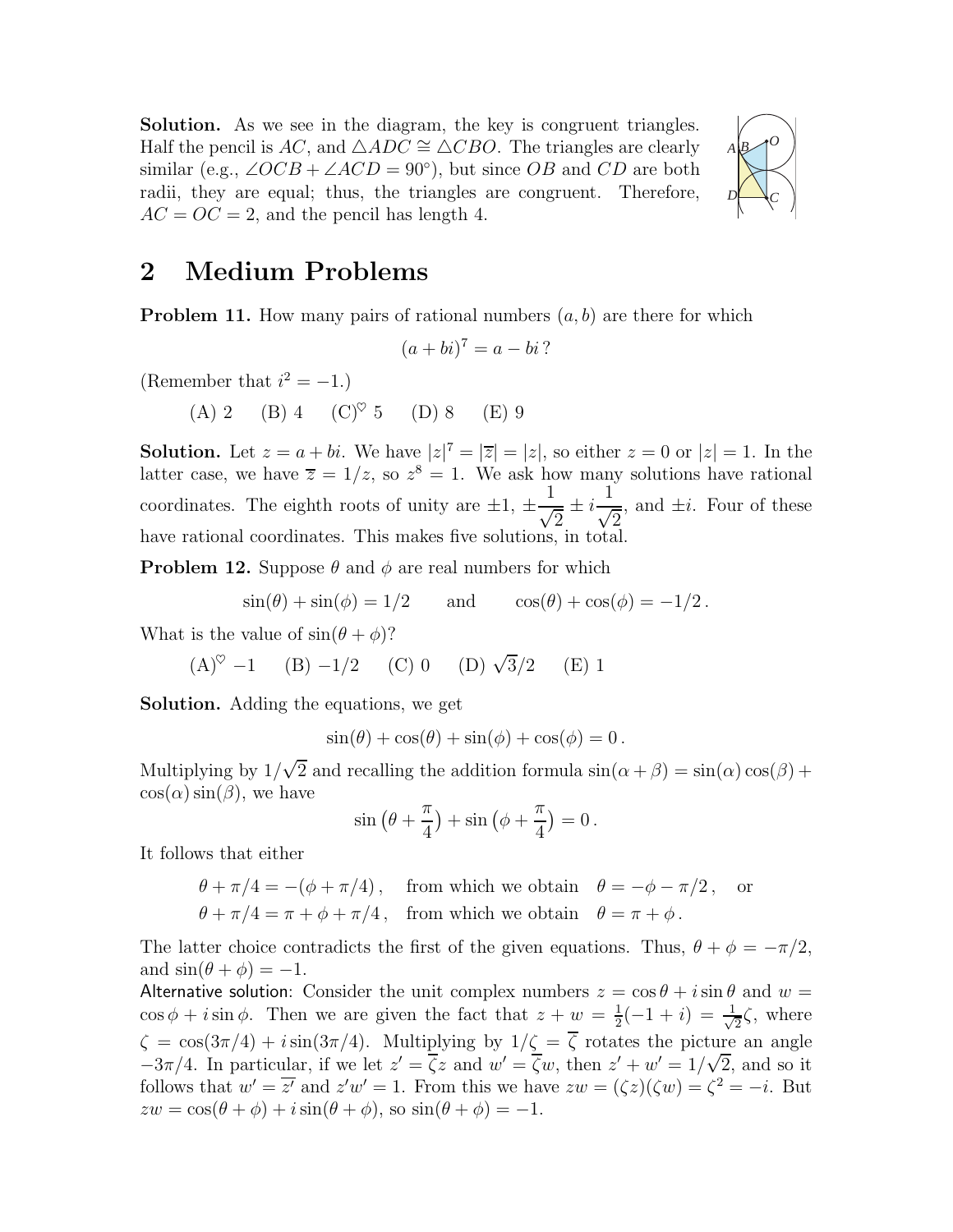**Solution.** As we see in the diagram, the key is congruent triangles. Half the pencil is $AC$, and $\triangle ADC \cong \triangle CBO$. The triangles are clearly similar (e.g., $\angle OCB + \angle ACD = 90°$), but since $OB$ and $CD$ are both radii, they are equal; thus, the triangles are congruent. Therefore, $AC = OC = 2$, and the pencil has length 4.

## 2 Medium Problems

**Problem 11.** How many pairs of rational numbers $(a, b)$ are there for which

$$(a + bi)^7 = a - bi\,?$$

(Remember that $i^2 = -1$.)

(A) 2 (B) 4 (C)$^\heartsuit$ 5 (D) 8 (E) 9

**Solution.** Let $z = a + bi$. We have $|z|^7 = |\overline{z}| = |z|$, so either $z = 0$ or $|z| = 1$. In the latter case, we have $\overline{z} = 1/z$, so $z^8 = 1$. We ask how many solutions have rational coordinates. The eighth roots of unity are $\pm 1$, $\pm\dfrac{1}{\sqrt{2}} \pm i\dfrac{1}{\sqrt{2}}$, and $\pm i$. Four of these have rational coordinates. This makes five solutions, in total.

**Problem 12.** Suppose $\theta$ and $\phi$ are real numbers for which

$$\sin(\theta) + \sin(\phi) = 1/2 \qquad \text{and} \qquad \cos(\theta) + \cos(\phi) = -1/2\,.$$

What is the value of $\sin(\theta + \phi)$?

(A)$^\heartsuit$ $-1$ (B) $-1/2$ (C) 0 (D) $\sqrt{3}/2$ (E) 1

**Solution.** Adding the equations, we get

$$\sin(\theta) + \cos(\theta) + \sin(\phi) + \cos(\phi) = 0\,.$$

Multiplying by $1/\sqrt{2}$ and recalling the addition formula $\sin(\alpha + \beta) = \sin(\alpha)\cos(\beta) + \cos(\alpha)\sin(\beta)$, we have

$$\sin\left(\theta + \frac{\pi}{4}\right) + \sin\left(\phi + \frac{\pi}{4}\right) = 0\,.$$

It follows that either

$$\theta + \pi/4 = -(\phi + \pi/4)\,, \quad \text{from which we obtain} \quad \theta = -\phi - \pi/2\,, \quad \text{or}$$
$$\theta + \pi/4 = \pi + \phi + \pi/4\,, \quad \text{from which we obtain} \quad \theta = \pi + \phi\,.$$

The latter choice contradicts the first of the given equations. Thus, $\theta + \phi = -\pi/2$, and $\sin(\theta + \phi) = -1$.

Alternative solution: Consider the unit complex numbers $z = \cos\theta + i\sin\theta$ and $w = \cos\phi + i\sin\phi$. Then we are given the fact that $z + w = \frac{1}{2}(-1 + i) = \frac{1}{\sqrt{2}}\zeta$, where $\zeta = \cos(3\pi/4) + i\sin(3\pi/4)$. Multiplying by $1/\zeta = \overline{\zeta}$ rotates the picture an angle $-3\pi/4$. In particular, if we let $z' = \overline{\zeta}z$ and $w' = \overline{\zeta}w$, then $z' + w' = 1/\sqrt{2}$, and so it follows that $w' = \overline{z'}$ and $z'w' = 1$. From this we have $zw = (\zeta z)(\zeta w) = \zeta^2 = -i$. But $zw = \cos(\theta + \phi) + i\sin(\theta + \phi)$, so $\sin(\theta + \phi) = -1$.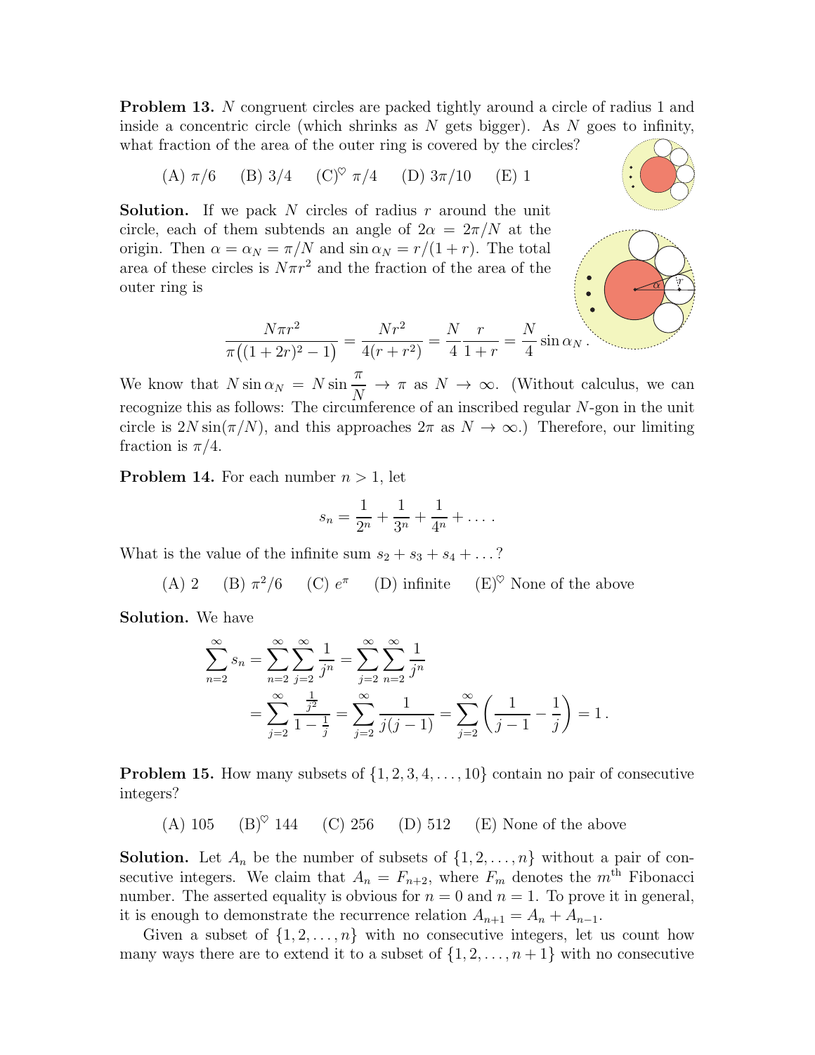**Problem 13.** $N$ congruent circles are packed tightly around a circle of radius 1 and inside a concentric circle (which shrinks as $N$ gets bigger). As $N$ goes to infinity, what fraction of the area of the outer ring is covered by the circles?

(A) $\pi/6$  (B) $3/4$  (C)$^\heartsuit$ $\pi/4$  (D) $3\pi/10$  (E) 1

**Solution.** If we pack $N$ circles of radius $r$ around the unit circle, each of them subtends an angle of $2\alpha = 2\pi/N$ at the origin. Then $\alpha = \alpha_N = \pi/N$ and $\sin\alpha_N = r/(1+r)$. The total area of these circles is $N\pi r^2$ and the fraction of the area of the outer ring is

$$\frac{N\pi r^2}{\pi\big((1+2r)^2-1\big)} = \frac{Nr^2}{4(r+r^2)} = \frac{N}{4}\frac{r}{1+r} = \frac{N}{4}\sin\alpha_N\,.$$

We know that $N\sin\alpha_N = N\sin\dfrac{\pi}{N} \to \pi$ as $N \to \infty$. (Without calculus, we can recognize this as follows: The circumference of an inscribed regular $N$-gon in the unit circle is $2N\sin(\pi/N)$, and this approaches $2\pi$ as $N \to \infty$.) Therefore, our limiting fraction is $\pi/4$.

**Problem 14.** For each number $n > 1$, let

$$s_n = \frac{1}{2^n} + \frac{1}{3^n} + \frac{1}{4^n} + \dots\,.$$

What is the value of the infinite sum $s_2 + s_3 + s_4 + \dots$?

(A) 2  (B) $\pi^2/6$  (C) $e^\pi$  (D) infinite  (E)$^\heartsuit$ None of the above

**Solution.** We have

$$\begin{aligned}\sum_{n=2}^{\infty} s_n &= \sum_{n=2}^{\infty}\sum_{j=2}^{\infty}\frac{1}{j^n} = \sum_{j=2}^{\infty}\sum_{n=2}^{\infty}\frac{1}{j^n}\\ &= \sum_{j=2}^{\infty}\frac{\frac{1}{j^2}}{1-\frac{1}{j}} = \sum_{j=2}^{\infty}\frac{1}{j(j-1)} = \sum_{j=2}^{\infty}\left(\frac{1}{j-1}-\frac{1}{j}\right) = 1\,.\end{aligned}$$

**Problem 15.** How many subsets of $\{1, 2, 3, 4, \dots, 10\}$ contain no pair of consecutive integers?

(A) 105  (B)$^\heartsuit$ 144  (C) 256  (D) 512  (E) None of the above

**Solution.** Let $A_n$ be the number of subsets of $\{1, 2, \dots, n\}$ without a pair of consecutive integers. We claim that $A_n = F_{n+2}$, where $F_m$ denotes the $m^{\text{th}}$ Fibonacci number. The asserted equality is obvious for $n = 0$ and $n = 1$. To prove it in general, it is enough to demonstrate the recurrence relation $A_{n+1} = A_n + A_{n-1}$.

Given a subset of $\{1, 2, \dots, n\}$ with no consecutive integers, let us count how many ways there are to extend it to a subset of $\{1, 2, \dots, n+1\}$ with no consecutive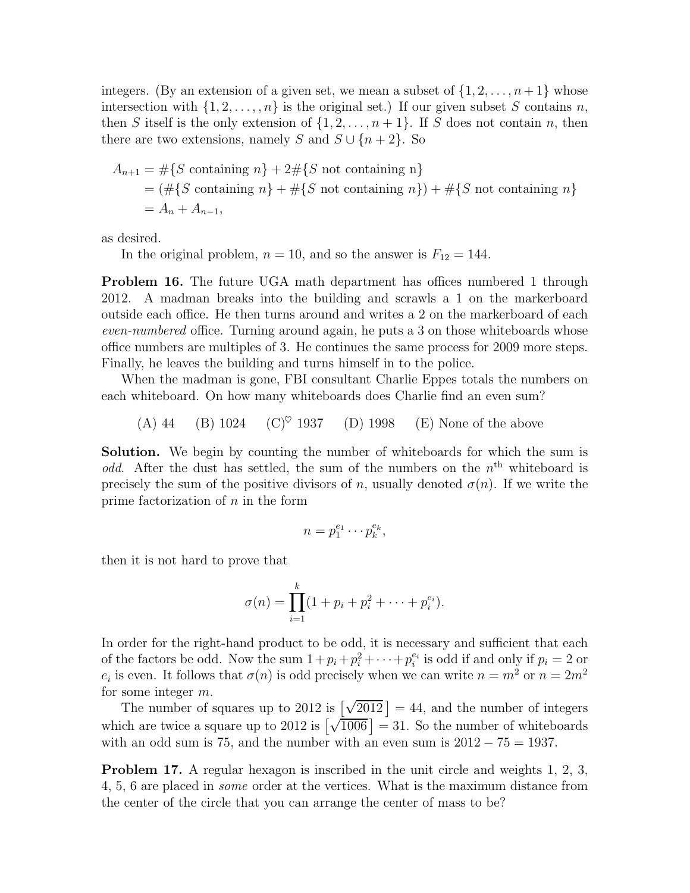integers. (By an extension of a given set, we mean a subset of $\{1, 2, \ldots, n+1\}$ whose intersection with $\{1, 2, \ldots, n\}$ is the original set.) If our given subset $S$ contains $n$, then $S$ itself is the only extension of $\{1, 2, \ldots, n+1\}$. If $S$ does not contain $n$, then there are two extensions, namely $S$ and $S \cup \{n+2\}$. So

$$
\begin{aligned}
A_{n+1} &= \#\{S \text{ containing } n\} + 2\#\{S \text{ not containing n}\} \\
&= (\#\{S \text{ containing } n\} + \#\{S \text{ not containing } n\}) + \#\{S \text{ not containing } n\} \\
&= A_n + A_{n-1},
\end{aligned}
$$

as desired.

In the original problem, $n = 10$, and so the answer is $F_{12} = 144$.

**Problem 16.** The future UGA math department has offices numbered 1 through 2012. A madman breaks into the building and scrawls a 1 on the markerboard outside each office. He then turns around and writes a 2 on the markerboard of each *even-numbered* office. Turning around again, he puts a 3 on those whiteboards whose office numbers are multiples of 3. He continues the same process for 2009 more steps. Finally, he leaves the building and turns himself in to the police.

When the madman is gone, FBI consultant Charlie Eppes totals the numbers on each whiteboard. On how many whiteboards does Charlie find an even sum?

(A) 44 (B) 1024 (C)$^\heartsuit$ 1937 (D) 1998 (E) None of the above

**Solution.** We begin by counting the number of whiteboards for which the sum is *odd*. After the dust has settled, the sum of the numbers on the $n^{\text{th}}$ whiteboard is precisely the sum of the positive divisors of $n$, usually denoted $\sigma(n)$. If we write the prime factorization of $n$ in the form

$$n = p_1^{e_1} \cdots p_k^{e_k},$$

then it is not hard to prove that

$$\sigma(n) = \prod_{i=1}^{k} (1 + p_i + p_i^2 + \cdots + p_i^{e_i}).$$

In order for the right-hand product to be odd, it is necessary and sufficient that each of the factors be odd. Now the sum $1 + p_i + p_i^2 + \cdots + p_i^{e_i}$ is odd if and only if $p_i = 2$ or $e_i$ is even. It follows that $\sigma(n)$ is odd precisely when we can write $n = m^2$ or $n = 2m^2$ for some integer $m$.

The number of squares up to 2012 is $\left[\sqrt{2012}\right] = 44$, and the number of integers which are twice a square up to 2012 is $\left[\sqrt{1006}\right] = 31$. So the number of whiteboards with an odd sum is 75, and the number with an even sum is $2012 - 75 = 1937$.

**Problem 17.** A regular hexagon is inscribed in the unit circle and weights 1, 2, 3, 4, 5, 6 are placed in *some* order at the vertices. What is the maximum distance from the center of the circle that you can arrange the center of mass to be?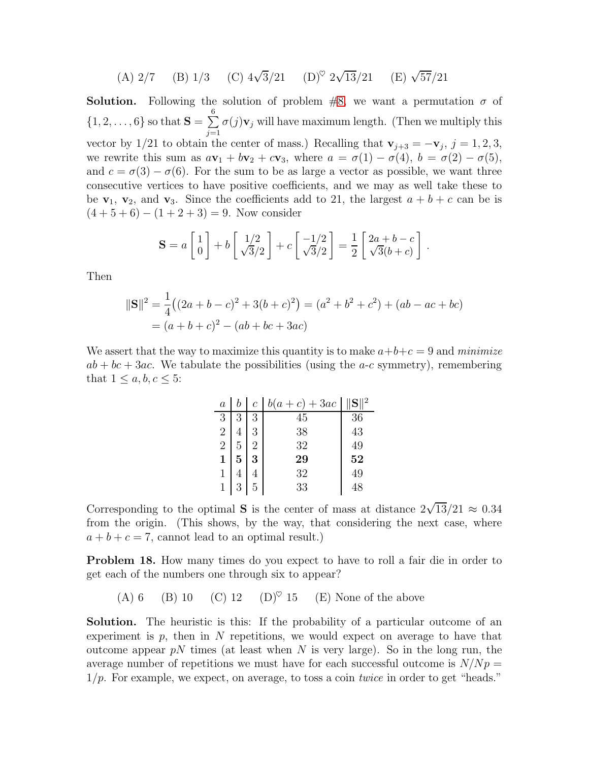(A) $2/7$ (B) $1/3$ (C) $4\sqrt{3}/21$ (D)$^\heartsuit$ $2\sqrt{13}/21$ (E) $\sqrt{57}/21$

**Solution.** Following the solution of problem #8, we want a permutation $\sigma$ of $\{1, 2, \ldots, 6\}$ so that $\mathbf{S} = \sum_{j=1}^{6} \sigma(j)\mathbf{v}_j$ will have maximum length. (Then we multiply this vector by $1/21$ to obtain the center of mass.) Recalling that $\mathbf{v}_{j+3} = -\mathbf{v}_j$, $j = 1, 2, 3$, we rewrite this sum as $a\mathbf{v}_1 + b\mathbf{v}_2 + c\mathbf{v}_3$, where $a = \sigma(1) - \sigma(4)$, $b = \sigma(2) - \sigma(5)$, and $c = \sigma(3) - \sigma(6)$. For the sum to be as large a vector as possible, we want three consecutive vertices to have positive coefficients, and we may as well take these to be $\mathbf{v}_1$, $\mathbf{v}_2$, and $\mathbf{v}_3$. Since the coefficients add to 21, the largest $a + b + c$ can be is $(4 + 5 + 6) - (1 + 2 + 3) = 9$. Now consider

$$\mathbf{S} = a \begin{bmatrix} 1 \\ 0 \end{bmatrix} + b \begin{bmatrix} 1/2 \\ \sqrt{3}/2 \end{bmatrix} + c \begin{bmatrix} -1/2 \\ \sqrt{3}/2 \end{bmatrix} = \frac{1}{2} \begin{bmatrix} 2a + b - c \\ \sqrt{3}(b + c) \end{bmatrix}.$$

Then

$$\begin{aligned}
\|\mathbf{S}\|^2 &= \frac{1}{4}\big((2a + b - c)^2 + 3(b + c)^2\big) = (a^2 + b^2 + c^2) + (ab - ac + bc) \\
&= (a + b + c)^2 - (ab + bc + 3ac)
\end{aligned}$$

We assert that the way to maximize this quantity is to make $a+b+c = 9$ and *minimize* $ab + bc + 3ac$. We tabulate the possibilities (using the $a$-$c$ symmetry), remembering that $1 \le a, b, c \le 5$:

| $a$ | $b$ | $c$ | $b(a+c) + 3ac$ | $\|\mathbf{S}\|^2$ |
|---|---|---|---|---|
| 3 | 3 | 3 | 45 | 36 |
| 2 | 4 | 3 | 38 | 43 |
| 2 | 5 | 2 | 32 | 49 |
| **1** | **5** | **3** | **29** | **52** |
| 1 | 4 | 4 | 32 | 49 |
| 1 | 3 | 5 | 33 | 48 |

Corresponding to the optimal $\mathbf{S}$ is the center of mass at distance $2\sqrt{13}/21 \approx 0.34$ from the origin. (This shows, by the way, that considering the next case, where $a + b + c = 7$, cannot lead to an optimal result.)

**Problem 18.** How many times do you expect to have to roll a fair die in order to get each of the numbers one through six to appear?

(A) 6 (B) 10 (C) 12 (D)$^\heartsuit$ 15 (E) None of the above

**Solution.** The heuristic is this: If the probability of a particular outcome of an experiment is $p$, then in $N$ repetitions, we would expect on average to have that outcome appear $pN$ times (at least when $N$ is very large). So in the long run, the average number of repetitions we must have for each successful outcome is $N/Np = 1/p$. For example, we expect, on average, to toss a coin *twice* in order to get "heads."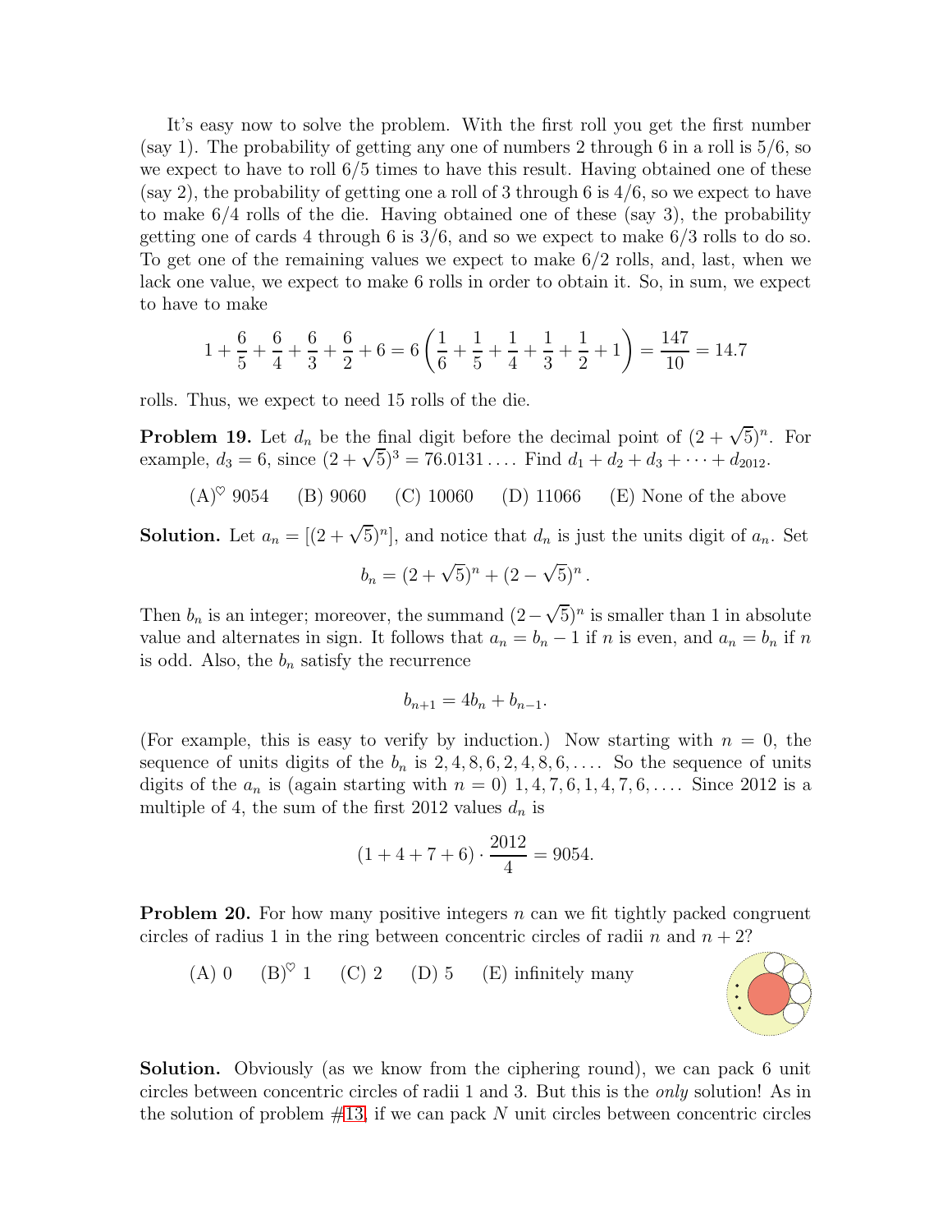It's easy now to solve the problem. With the first roll you get the first number (say 1). The probability of getting any one of numbers 2 through 6 in a roll is $5/6$, so we expect to have to roll $6/5$ times to have this result. Having obtained one of these (say 2), the probability of getting one a roll of 3 through 6 is $4/6$, so we expect to have to make $6/4$ rolls of the die. Having obtained one of these (say 3), the probability getting one of cards 4 through 6 is $3/6$, and so we expect to make $6/3$ rolls to do so. To get one of the remaining values we expect to make $6/2$ rolls, and, last, when we lack one value, we expect to make 6 rolls in order to obtain it. So, in sum, we expect to have to make

$$1 + \frac{6}{5} + \frac{6}{4} + \frac{6}{3} + \frac{6}{2} + 6 = 6\left(\frac{1}{6} + \frac{1}{5} + \frac{1}{4} + \frac{1}{3} + \frac{1}{2} + 1\right) = \frac{147}{10} = 14.7$$

rolls. Thus, we expect to need 15 rolls of the die.

**Problem 19.** Let $d_n$ be the final digit before the decimal point of $(2+\sqrt{5})^n$. For example, $d_3 = 6$, since $(2+\sqrt{5})^3 = 76.0131\ldots$. Find $d_1 + d_2 + d_3 + \cdots + d_{2012}$.

(A)$^\heartsuit$ 9054 (B) 9060 (C) 10060 (D) 11066 (E) None of the above

**Solution.** Let $a_n = [(2+\sqrt{5})^n]$, and notice that $d_n$ is just the units digit of $a_n$. Set

$$b_n = (2+\sqrt{5})^n + (2-\sqrt{5})^n.$$

Then $b_n$ is an integer; moreover, the summand $(2-\sqrt{5})^n$ is smaller than 1 in absolute value and alternates in sign. It follows that $a_n = b_n - 1$ if $n$ is even, and $a_n = b_n$ if $n$ is odd. Also, the $b_n$ satisfy the recurrence

$$b_{n+1} = 4b_n + b_{n-1}.$$

(For example, this is easy to verify by induction.) Now starting with $n = 0$, the sequence of units digits of the $b_n$ is $2, 4, 8, 6, 2, 4, 8, 6, \ldots$. So the sequence of units digits of the $a_n$ is (again starting with $n = 0$) $1, 4, 7, 6, 1, 4, 7, 6, \ldots$. Since 2012 is a multiple of 4, the sum of the first 2012 values $d_n$ is

$$(1 + 4 + 7 + 6) \cdot \frac{2012}{4} = 9054.$$

**Problem 20.** For how many positive integers $n$ can we fit tightly packed congruent circles of radius 1 in the ring between concentric circles of radii $n$ and $n+2$?

(A) 0 (B)$^\heartsuit$ 1 (C) 2 (D) 5 (E) infinitely many

**Solution.** Obviously (as we know from the ciphering round), we can pack 6 unit circles between concentric circles of radii 1 and 3. But this is the *only* solution! As in the solution of problem #13, if we can pack $N$ unit circles between concentric circles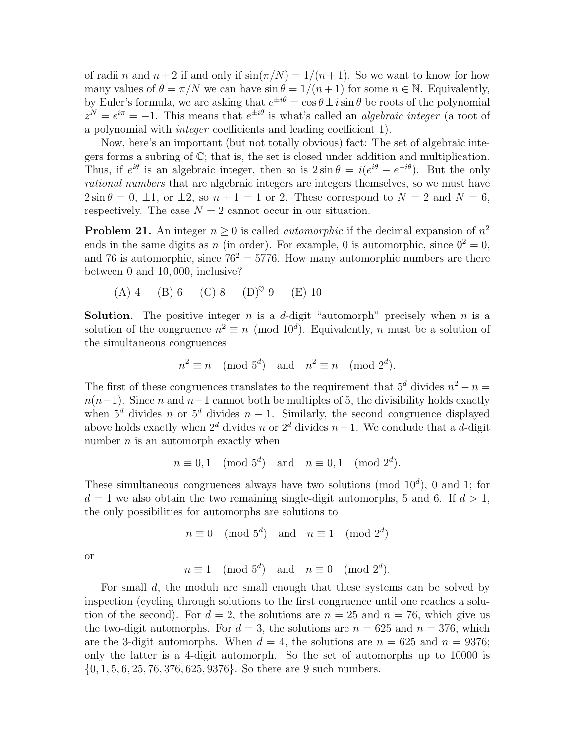of radii $n$ and $n+2$ if and only if $\sin(\pi/N) = 1/(n+1)$. So we want to know for how many values of $\theta = \pi/N$ we can have $\sin\theta = 1/(n+1)$ for some $n \in \mathbb{N}$. Equivalently, by Euler's formula, we are asking that $e^{\pm i\theta} = \cos\theta \pm i \sin\theta$ be roots of the polynomial $z^N = e^{i\pi} = -1$. This means that $e^{\pm i\theta}$ is what's called an *algebraic integer* (a root of a polynomial with *integer* coefficients and leading coefficient 1).

Now, here's an important (but not totally obvious) fact: The set of algebraic integers forms a subring of $\mathbb{C}$; that is, the set is closed under addition and multiplication. Thus, if $e^{i\theta}$ is an algebraic integer, then so is $2\sin\theta = i(e^{i\theta} - e^{-i\theta})$. But the only *rational numbers* that are algebraic integers are integers themselves, so we must have $2\sin\theta = 0$, $\pm 1$, or $\pm 2$, so $n+1 = 1$ or 2. These correspond to $N = 2$ and $N = 6$, respectively. The case $N = 2$ cannot occur in our situation.

**Problem 21.** An integer $n \geq 0$ is called *automorphic* if the decimal expansion of $n^2$ ends in the same digits as $n$ (in order). For example, 0 is automorphic, since $0^2 = 0$, and 76 is automorphic, since $76^2 = 5776$. How many automorphic numbers are there between 0 and 10,000, inclusive?

(A) 4 (B) 6 (C) 8 (D)$^\heartsuit$ 9 (E) 10

**Solution.** The positive integer $n$ is a $d$-digit "automorph" precisely when $n$ is a solution of the congruence $n^2 \equiv n \pmod{10^d}$. Equivalently, $n$ must be a solution of the simultaneous congruences

$$n^2 \equiv n \pmod{5^d} \quad \text{and} \quad n^2 \equiv n \pmod{2^d}.$$

The first of these congruences translates to the requirement that $5^d$ divides $n^2 - n = n(n-1)$. Since $n$ and $n-1$ cannot both be multiples of 5, the divisibility holds exactly when $5^d$ divides $n$ or $5^d$ divides $n-1$. Similarly, the second congruence displayed above holds exactly when $2^d$ divides $n$ or $2^d$ divides $n-1$. We conclude that a $d$-digit number $n$ is an automorph exactly when

$$n \equiv 0, 1 \pmod{5^d} \quad \text{and} \quad n \equiv 0, 1 \pmod{2^d}.$$

These simultaneous congruences always have two solutions (mod $10^d$), 0 and 1; for $d = 1$ we also obtain the two remaining single-digit automorphs, 5 and 6. If $d > 1$, the only possibilities for automorphs are solutions to

$$n \equiv 0 \pmod{5^d} \quad \text{and} \quad n \equiv 1 \pmod{2^d}$$

or

$$n \equiv 1 \pmod{5^d} \quad \text{and} \quad n \equiv 0 \pmod{2^d}.$$

For small $d$, the moduli are small enough that these systems can be solved by inspection (cycling through solutions to the first congruence until one reaches a solution of the second). For $d = 2$, the solutions are $n = 25$ and $n = 76$, which give us the two-digit automorphs. For $d = 3$, the solutions are $n = 625$ and $n = 376$, which are the 3-digit automorphs. When $d = 4$, the solutions are $n = 625$ and $n = 9376$; only the latter is a 4-digit automorph. So the set of automorphs up to 10000 is $\{0, 1, 5, 6, 25, 76, 376, 625, 9376\}$. So there are 9 such numbers.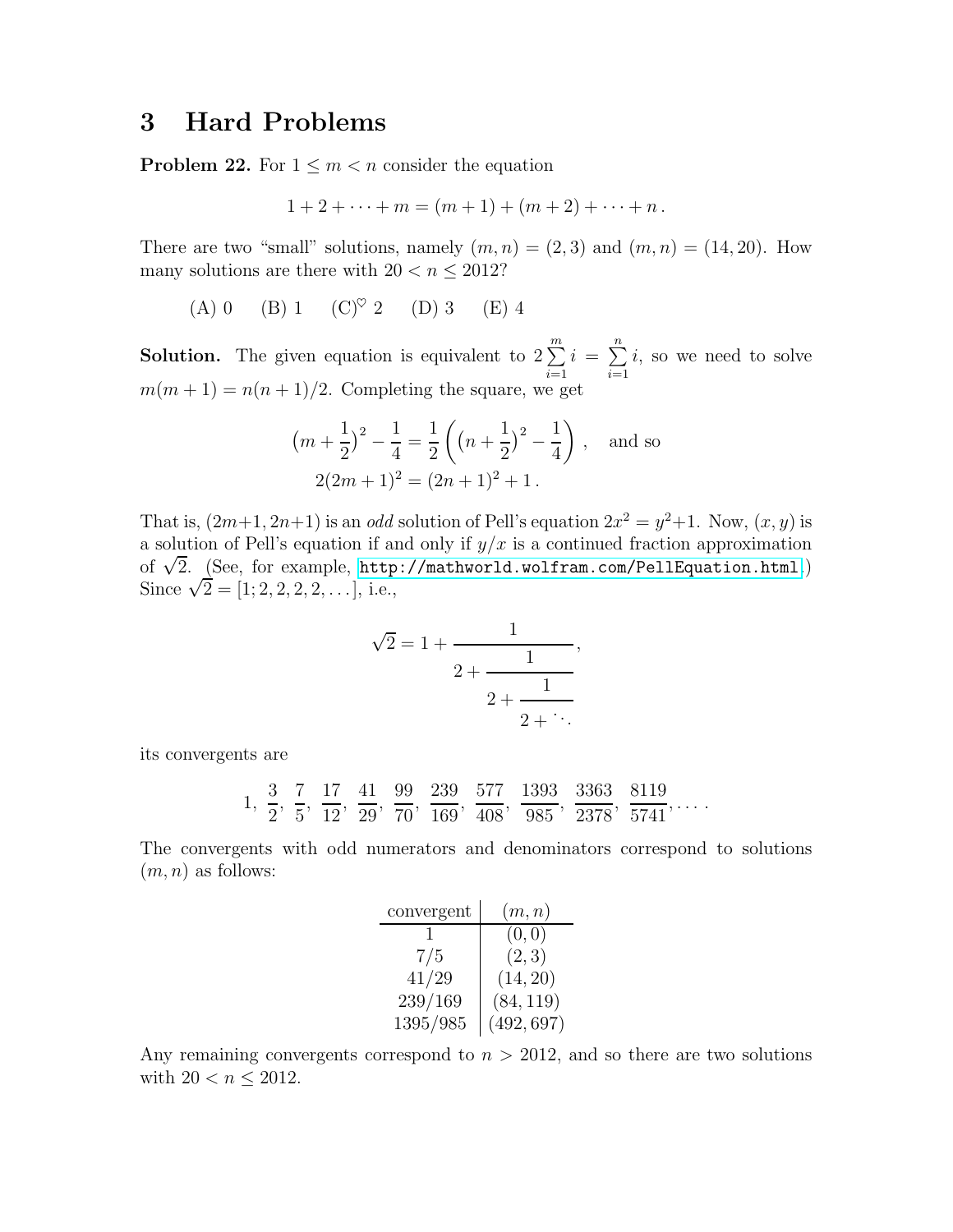## 3 Hard Problems

**Problem 22.** For $1 \leq m < n$ consider the equation

$$1 + 2 + \cdots + m = (m+1) + (m+2) + \cdots + n\,.$$

There are two "small" solutions, namely $(m, n) = (2, 3)$ and $(m, n) = (14, 20)$. How many solutions are there with $20 < n \leq 2012$?

(A) 0 (B) 1 (C)$^\heartsuit$ 2 (D) 3 (E) 4

**Solution.** The given equation is equivalent to $2\sum_{i=1}^{m} i = \sum_{i=1}^{n} i$, so we need to solve $m(m+1) = n(n+1)/2$. Completing the square, we get

$$\left(m + \frac{1}{2}\right)^2 - \frac{1}{4} = \frac{1}{2}\left(\left(n + \frac{1}{2}\right)^2 - \frac{1}{4}\right), \quad \text{and so}$$
$$2(2m+1)^2 = (2n+1)^2 + 1\,.$$

That is, $(2m+1, 2n+1)$ is an *odd* solution of Pell's equation $2x^2 = y^2+1$. Now, $(x, y)$ is a solution of Pell's equation if and only if $y/x$ is a continued fraction approximation of $\sqrt{2}$. (See, for example, http://mathworld.wolfram.com/PellEquation.html.) Since $\sqrt{2} = [1; 2, 2, 2, 2, \ldots]$, i.e.,

$$\sqrt{2} = 1 + \cfrac{1}{2 + \cfrac{1}{2 + \cfrac{1}{2 + \ddots}}},$$

its convergents are

$$1,\ \frac{3}{2},\ \frac{7}{5},\ \frac{17}{12},\ \frac{41}{29},\ \frac{99}{70},\ \frac{239}{169},\ \frac{577}{408},\ \frac{1393}{985},\ \frac{3363}{2378},\ \frac{8119}{5741}, \ldots.$$

The convergents with odd numerators and denominators correspond to solutions $(m, n)$ as follows:

| convergent | $(m, n)$ |
|---|---|
| 1 | $(0, 0)$ |
| $7/5$ | $(2, 3)$ |
| $41/29$ | $(14, 20)$ |
| $239/169$ | $(84, 119)$ |
| $1395/985$ | $(492, 697)$ |

Any remaining convergents correspond to $n > 2012$, and so there are two solutions with $20 < n \leq 2012$.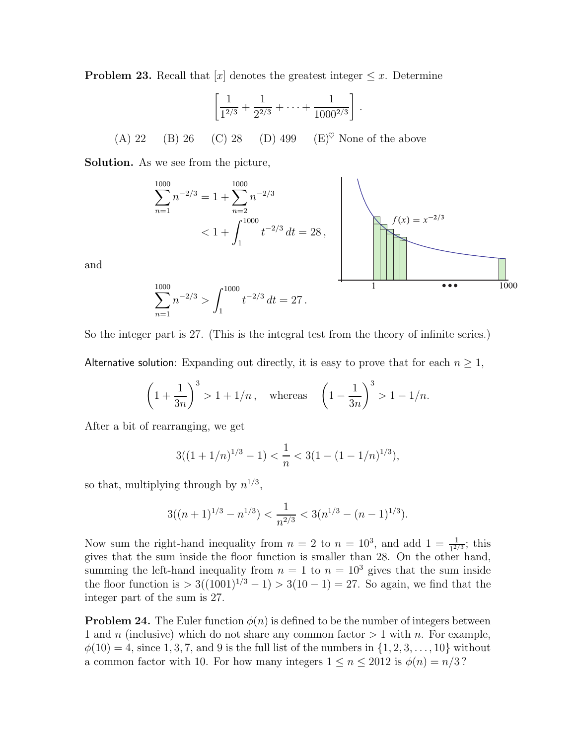**Problem 23.** Recall that $[x]$ denotes the greatest integer $\leq x$. Determine

$$\left[\frac{1}{1^{2/3}} + \frac{1}{2^{2/3}} + \cdots + \frac{1}{1000^{2/3}}\right].$$

(A) 22  (B) 26  (C) 28  (D) 499  (E)$^\heartsuit$ None of the above

**Solution.** As we see from the picture,

$$\sum_{n=1}^{1000} n^{-2/3} = 1 + \sum_{n=2}^{1000} n^{-2/3} < 1 + \int_1^{1000} t^{-2/3}\, dt = 28,$$

and

$$\sum_{n=1}^{1000} n^{-2/3} > \int_1^{1000} t^{-2/3}\, dt = 27.$$

So the integer part is 27. (This is the integral test from the theory of infinite series.)

Alternative solution: Expanding out directly, it is easy to prove that for each $n \geq 1$,

$$\left(1 + \frac{1}{3n}\right)^3 > 1 + 1/n, \quad \text{whereas} \quad \left(1 - \frac{1}{3n}\right)^3 > 1 - 1/n.$$

After a bit of rearranging, we get

$$3((1 + 1/n)^{1/3} - 1) < \frac{1}{n} < 3(1 - (1 - 1/n)^{1/3}),$$

so that, multiplying through by $n^{1/3}$,

$$3((n+1)^{1/3} - n^{1/3}) < \frac{1}{n^{2/3}} < 3(n^{1/3} - (n-1)^{1/3}).$$

Now sum the right-hand inequality from $n = 2$ to $n = 10^3$, and add $1 = \frac{1}{1^{2/3}}$; this gives that the sum inside the floor function is smaller than 28. On the other hand, summing the left-hand inequality from $n = 1$ to $n = 10^3$ gives that the sum inside the floor function is $> 3((1001)^{1/3} - 1) > 3(10 - 1) = 27$. So again, we find that the integer part of the sum is 27.

**Problem 24.** The Euler function $\phi(n)$ is defined to be the number of integers between 1 and $n$ (inclusive) which do not share any common factor $> 1$ with $n$. For example, $\phi(10) = 4$, since $1, 3, 7$, and $9$ is the full list of the numbers in $\{1, 2, 3, \ldots, 10\}$ without a common factor with 10. For how many integers $1 \leq n \leq 2012$ is $\phi(n) = n/3$?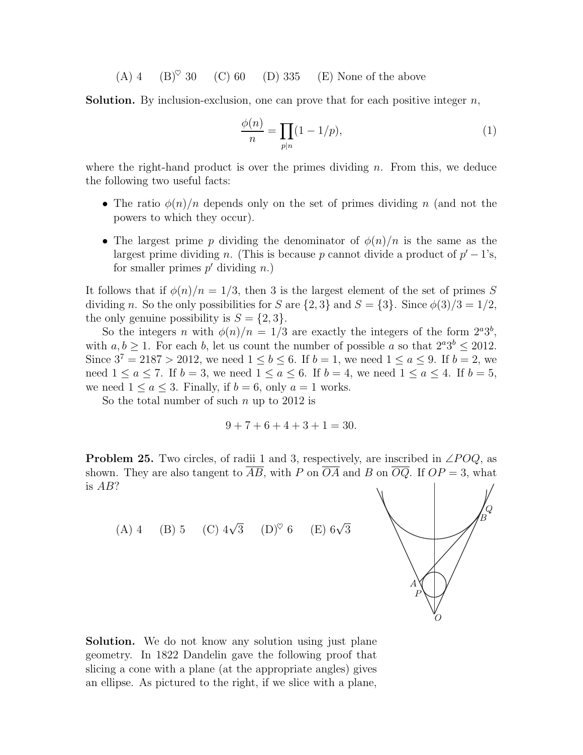(A) 4 (B)$^\heartsuit$ 30 (C) 60 (D) 335 (E) None of the above

**Solution.** By inclusion-exclusion, one can prove that for each positive integer $n$,

$$\frac{\phi(n)}{n} = \prod_{p|n}(1 - 1/p), \tag{1}$$

where the right-hand product is over the primes dividing $n$. From this, we deduce the following two useful facts:

- The ratio $\phi(n)/n$ depends only on the set of primes dividing $n$ (and not the powers to which they occur).
- The largest prime $p$ dividing the denominator of $\phi(n)/n$ is the same as the largest prime dividing $n$. (This is because $p$ cannot divide a product of $p' - 1$'s, for smaller primes $p'$ dividing $n$.)

It follows that if $\phi(n)/n = 1/3$, then 3 is the largest element of the set of primes $S$ dividing $n$. So the only possibilities for $S$ are $\{2, 3\}$ and $S = \{3\}$. Since $\phi(3)/3 = 1/2$, the only genuine possibility is $S = \{2, 3\}$.

So the integers $n$ with $\phi(n)/n = 1/3$ are exactly the integers of the form $2^a 3^b$, with $a, b \geq 1$. For each $b$, let us count the number of possible $a$ so that $2^a 3^b \leq 2012$. Since $3^7 = 2187 > 2012$, we need $1 \leq b \leq 6$. If $b = 1$, we need $1 \leq a \leq 9$. If $b = 2$, we need $1 \leq a \leq 7$. If $b = 3$, we need $1 \leq a \leq 6$. If $b = 4$, we need $1 \leq a \leq 4$. If $b = 5$, we need $1 \leq a \leq 3$. Finally, if $b = 6$, only $a = 1$ works.

So the total number of such $n$ up to 2012 is

$$9 + 7 + 6 + 4 + 3 + 1 = 30.$$

**Problem 25.** Two circles, of radii 1 and 3, respectively, are inscribed in $\angle POQ$, as shown. They are also tangent to $\overline{AB}$, with $P$ on $\overline{OA}$ and $B$ on $\overline{OQ}$. If $OP = 3$, what is $AB$?

(A) 4 (B) 5 (C) $4\sqrt{3}$ (D)$^\heartsuit$ 6 (E) $6\sqrt{3}$

**Solution.** We do not know any solution using just plane geometry. In 1822 Dandelin gave the following proof that slicing a cone with a plane (at the appropriate angles) gives an ellipse. As pictured to the right, if we slice with a plane,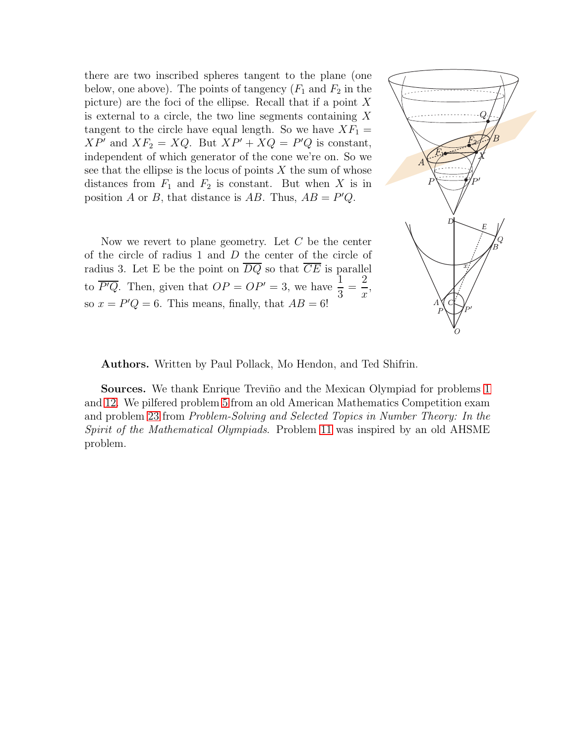there are two inscribed spheres tangent to the plane (one below, one above). The points of tangency ($F_1$ and $F_2$ in the picture) are the foci of the ellipse. Recall that if a point $X$ is external to a circle, the two line segments containing $X$ tangent to the circle have equal length. So we have $XF_1 = XP'$ and $XF_2 = XQ$. But $XP' + XQ = P'Q$ is constant, independent of which generator of the cone we're on. So we see that the ellipse is the locus of points $X$ the sum of whose distances from $F_1$ and $F_2$ is constant. But when $X$ is in position $A$ or $B$, that distance is $AB$. Thus, $AB = P'Q$.

Now we revert to plane geometry. Let $C$ be the center of the circle of radius 1 and $D$ the center of the circle of radius 3. Let E be the point on $\overline{DQ}$ so that $\overline{CE}$ is parallel to $\overline{P'Q}$. Then, given that $OP = OP' = 3$, we have $\dfrac{1}{3} = \dfrac{2}{x}$, so $x = P'Q = 6$. This means, finally, that $AB = 6$!

**Authors.** Written by Paul Pollack, Mo Hendon, and Ted Shifrin.

**Sources.** We thank Enrique Treviño and the Mexican Olympiad for problems 1 and 12. We pilfered problem 5 from an old American Mathematics Competition exam and problem 23 from *Problem-Solving and Selected Topics in Number Theory: In the Spirit of the Mathematical Olympiads*. Problem 11 was inspired by an old AHSME problem.